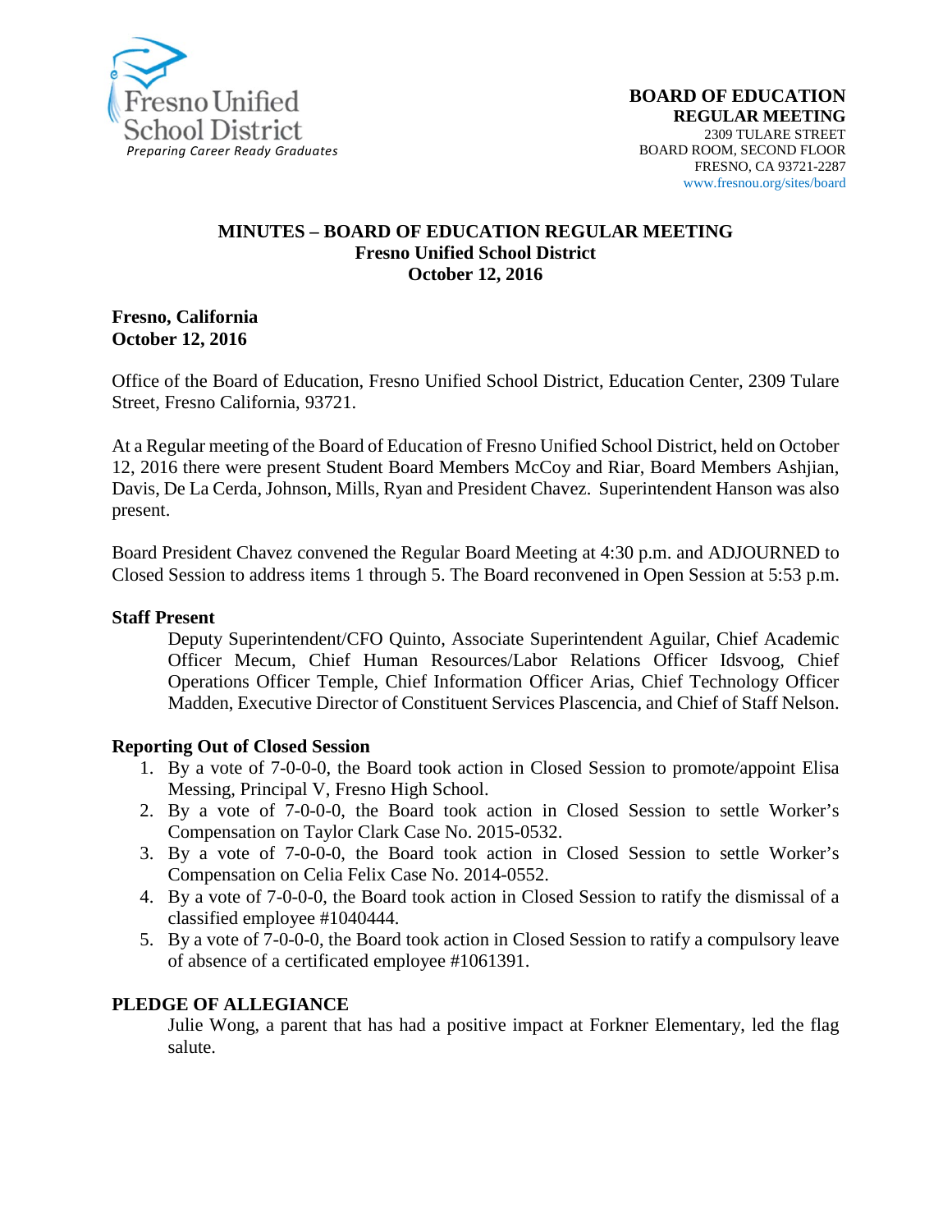Fresno Unified School District
*Preparing Career Ready Graduates*

**BOARD OF EDUCATION**
**REGULAR MEETING**
2309 TULARE STREET
BOARD ROOM, SECOND FLOOR
FRESNO, CA 93721-2287
www.fresnou.org/sites/board

# MINUTES – BOARD OF EDUCATION REGULAR MEETING
## Fresno Unified School District
## October 12, 2016

**Fresno, California**
**October 12, 2016**

Office of the Board of Education, Fresno Unified School District, Education Center, 2309 Tulare Street, Fresno California, 93721.

At a Regular meeting of the Board of Education of Fresno Unified School District, held on October 12, 2016 there were present Student Board Members McCoy and Riar, Board Members Ashjian, Davis, De La Cerda, Johnson, Mills, Ryan and President Chavez. Superintendent Hanson was also present.

Board President Chavez convened the Regular Board Meeting at 4:30 p.m. and ADJOURNED to Closed Session to address items 1 through 5. The Board reconvened in Open Session at 5:53 p.m.

**Staff Present**

Deputy Superintendent/CFO Quinto, Associate Superintendent Aguilar, Chief Academic Officer Mecum, Chief Human Resources/Labor Relations Officer Idsvoog, Chief Operations Officer Temple, Chief Information Officer Arias, Chief Technology Officer Madden, Executive Director of Constituent Services Plascencia, and Chief of Staff Nelson.

**Reporting Out of Closed Session**

1. By a vote of 7-0-0-0, the Board took action in Closed Session to promote/appoint Elisa Messing, Principal V, Fresno High School.
2. By a vote of 7-0-0-0, the Board took action in Closed Session to settle Worker's Compensation on Taylor Clark Case No. 2015-0532.
3. By a vote of 7-0-0-0, the Board took action in Closed Session to settle Worker's Compensation on Celia Felix Case No. 2014-0552.
4. By a vote of 7-0-0-0, the Board took action in Closed Session to ratify the dismissal of a classified employee #1040444.
5. By a vote of 7-0-0-0, the Board took action in Closed Session to ratify a compulsory leave of absence of a certificated employee #1061391.

**PLEDGE OF ALLEGIANCE**

Julie Wong, a parent that has had a positive impact at Forkner Elementary, led the flag salute.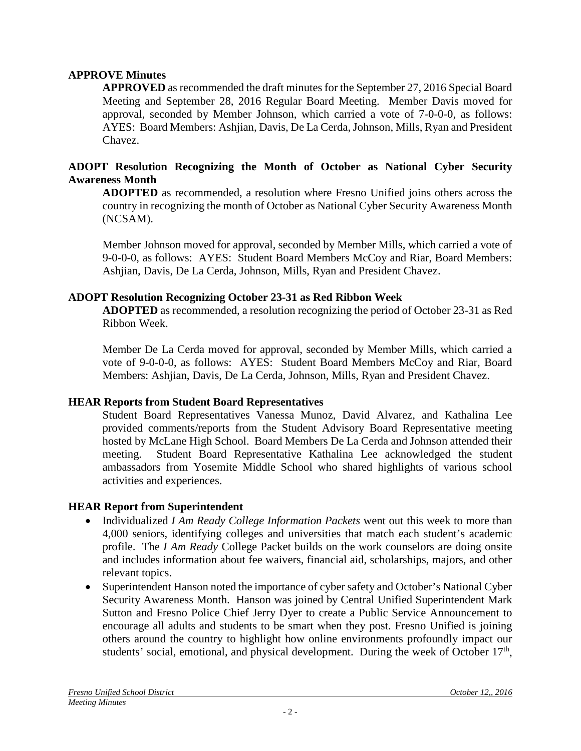## APPROVE Minutes

**APPROVED** as recommended the draft minutes for the September 27, 2016 Special Board Meeting and September 28, 2016 Regular Board Meeting. Member Davis moved for approval, seconded by Member Johnson, which carried a vote of 7-0-0-0, as follows: AYES: Board Members: Ashjian, Davis, De La Cerda, Johnson, Mills, Ryan and President Chavez.

## ADOPT Resolution Recognizing the Month of October as National Cyber Security Awareness Month

**ADOPTED** as recommended, a resolution where Fresno Unified joins others across the country in recognizing the month of October as National Cyber Security Awareness Month (NCSAM).

Member Johnson moved for approval, seconded by Member Mills, which carried a vote of 9-0-0-0, as follows: AYES: Student Board Members McCoy and Riar, Board Members: Ashjian, Davis, De La Cerda, Johnson, Mills, Ryan and President Chavez.

## ADOPT Resolution Recognizing October 23-31 as Red Ribbon Week

**ADOPTED** as recommended, a resolution recognizing the period of October 23-31 as Red Ribbon Week.

Member De La Cerda moved for approval, seconded by Member Mills, which carried a vote of 9-0-0-0, as follows: AYES: Student Board Members McCoy and Riar, Board Members: Ashjian, Davis, De La Cerda, Johnson, Mills, Ryan and President Chavez.

## HEAR Reports from Student Board Representatives

Student Board Representatives Vanessa Munoz, David Alvarez, and Kathalina Lee provided comments/reports from the Student Advisory Board Representative meeting hosted by McLane High School. Board Members De La Cerda and Johnson attended their meeting. Student Board Representative Kathalina Lee acknowledged the student ambassadors from Yosemite Middle School who shared highlights of various school activities and experiences.

## HEAR Report from Superintendent

- Individualized *I Am Ready College Information Packets* went out this week to more than 4,000 seniors, identifying colleges and universities that match each student's academic profile. The *I Am Ready* College Packet builds on the work counselors are doing onsite and includes information about fee waivers, financial aid, scholarships, majors, and other relevant topics.
- Superintendent Hanson noted the importance of cyber safety and October's National Cyber Security Awareness Month. Hanson was joined by Central Unified Superintendent Mark Sutton and Fresno Police Chief Jerry Dyer to create a Public Service Announcement to encourage all adults and students to be smart when they post. Fresno Unified is joining others around the country to highlight how online environments profoundly impact our students' social, emotional, and physical development. During the week of October 17th,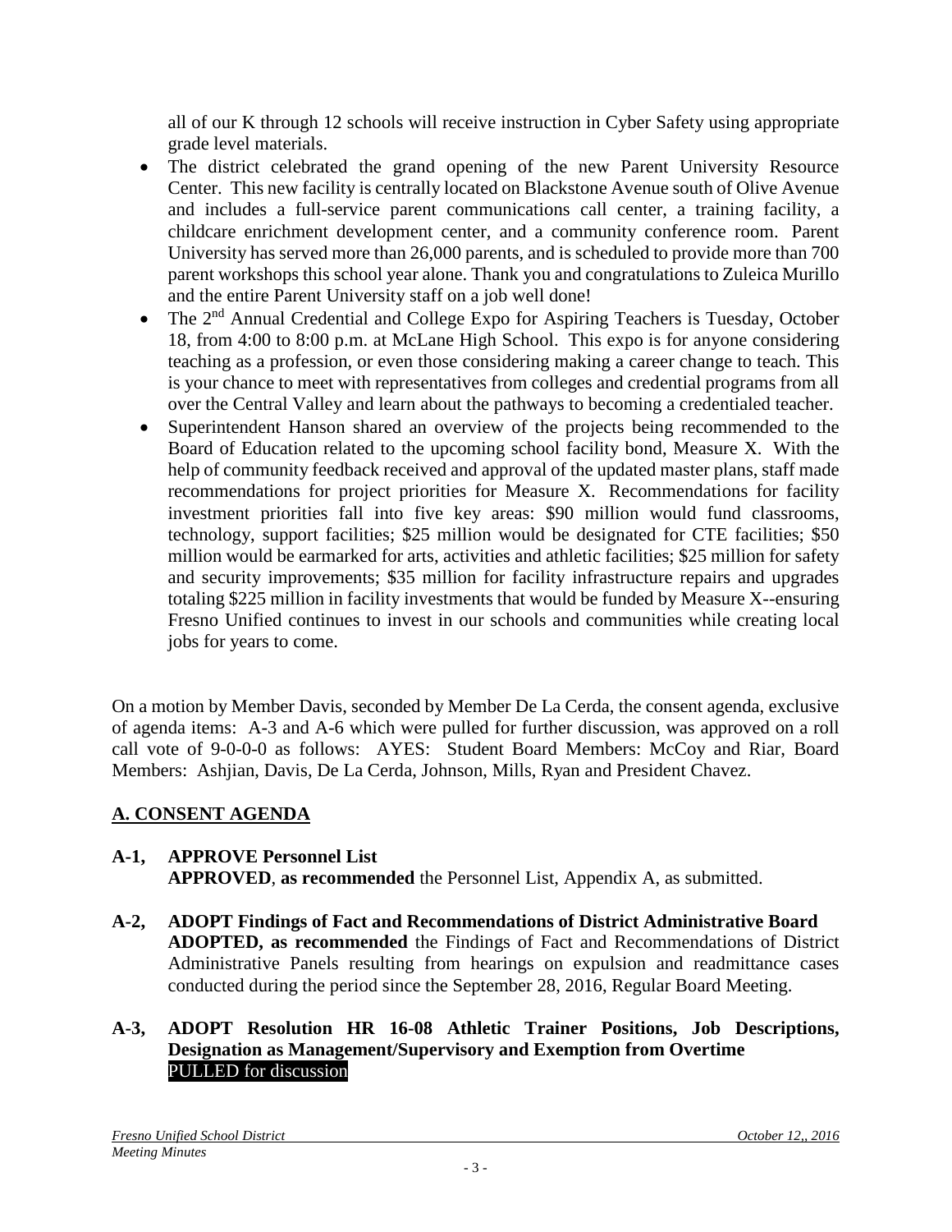all of our K through 12 schools will receive instruction in Cyber Safety using appropriate grade level materials.

- The district celebrated the grand opening of the new Parent University Resource Center. This new facility is centrally located on Blackstone Avenue south of Olive Avenue and includes a full-service parent communications call center, a training facility, a childcare enrichment development center, and a community conference room. Parent University has served more than 26,000 parents, and is scheduled to provide more than 700 parent workshops this school year alone. Thank you and congratulations to Zuleica Murillo and the entire Parent University staff on a job well done!
- The 2nd Annual Credential and College Expo for Aspiring Teachers is Tuesday, October 18, from 4:00 to 8:00 p.m. at McLane High School. This expo is for anyone considering teaching as a profession, or even those considering making a career change to teach. This is your chance to meet with representatives from colleges and credential programs from all over the Central Valley and learn about the pathways to becoming a credentialed teacher.
- Superintendent Hanson shared an overview of the projects being recommended to the Board of Education related to the upcoming school facility bond, Measure X. With the help of community feedback received and approval of the updated master plans, staff made recommendations for project priorities for Measure X. Recommendations for facility investment priorities fall into five key areas: $90 million would fund classrooms, technology, support facilities; $25 million would be designated for CTE facilities; $50 million would be earmarked for arts, activities and athletic facilities; $25 million for safety and security improvements; $35 million for facility infrastructure repairs and upgrades totaling $225 million in facility investments that would be funded by Measure X--ensuring Fresno Unified continues to invest in our schools and communities while creating local jobs for years to come.

On a motion by Member Davis, seconded by Member De La Cerda, the consent agenda, exclusive of agenda items: A-3 and A-6 which were pulled for further discussion, was approved on a roll call vote of 9-0-0-0 as follows: AYES: Student Board Members: McCoy and Riar, Board Members: Ashjian, Davis, De La Cerda, Johnson, Mills, Ryan and President Chavez.

## A. CONSENT AGENDA

**A-1, APPROVE Personnel List**
**APPROVED**, **as recommended** the Personnel List, Appendix A, as submitted.

**A-2, ADOPT Findings of Fact and Recommendations of District Administrative Board**
**ADOPTED, as recommended** the Findings of Fact and Recommendations of District Administrative Panels resulting from hearings on expulsion and readmittance cases conducted during the period since the September 28, 2016, Regular Board Meeting.

**A-3, ADOPT Resolution HR 16-08 Athletic Trainer Positions, Job Descriptions, Designation as Management/Supervisory and Exemption from Overtime**
PULLED for discussion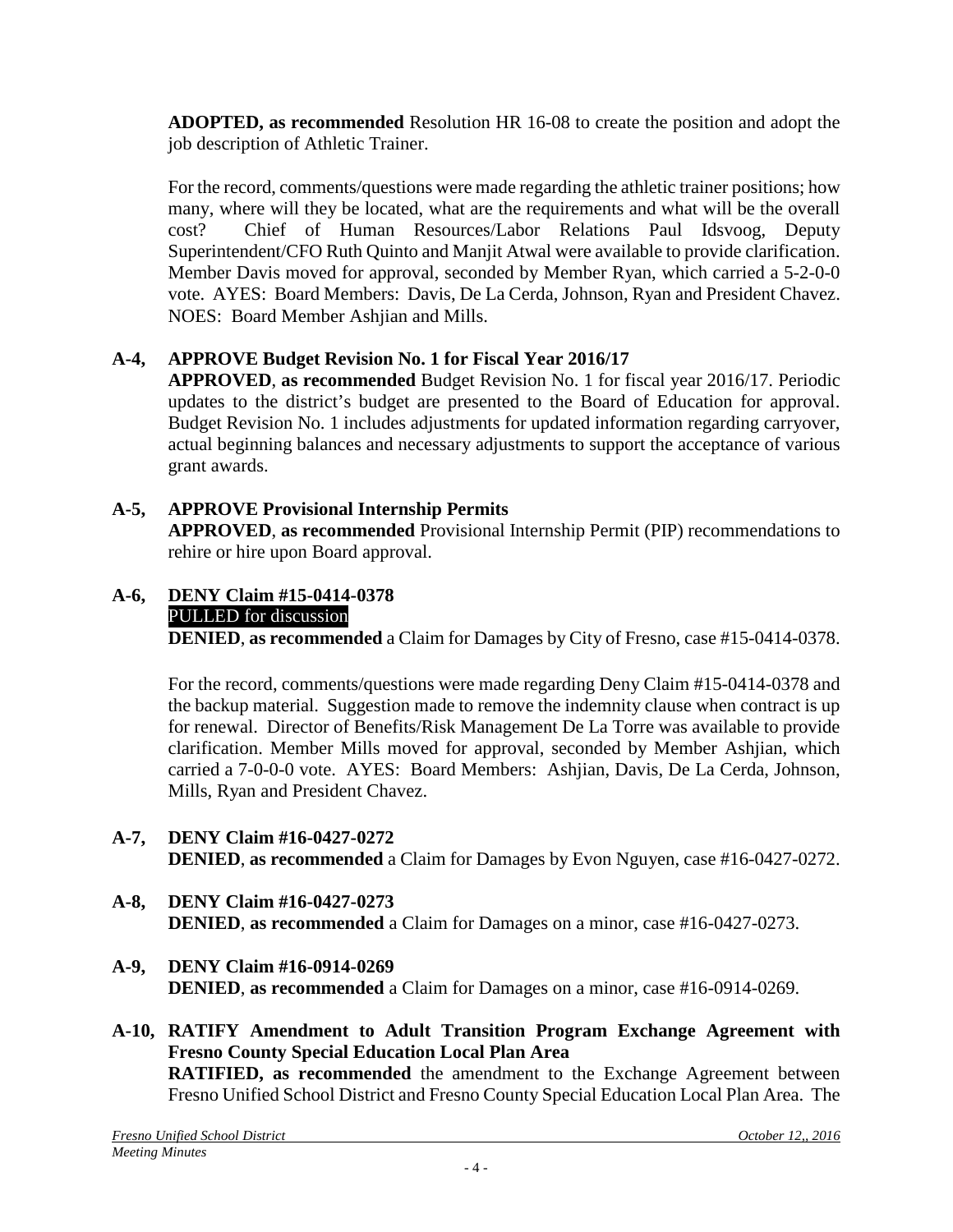**ADOPTED, as recommended** Resolution HR 16-08 to create the position and adopt the job description of Athletic Trainer.

For the record, comments/questions were made regarding the athletic trainer positions; how many, where will they be located, what are the requirements and what will be the overall cost? Chief of Human Resources/Labor Relations Paul Idsvoog, Deputy Superintendent/CFO Ruth Quinto and Manjit Atwal were available to provide clarification. Member Davis moved for approval, seconded by Member Ryan, which carried a 5-2-0-0 vote. AYES: Board Members: Davis, De La Cerda, Johnson, Ryan and President Chavez. NOES: Board Member Ashjian and Mills.

**A-4, APPROVE Budget Revision No. 1 for Fiscal Year 2016/17**

**APPROVED**, **as recommended** Budget Revision No. 1 for fiscal year 2016/17. Periodic updates to the district's budget are presented to the Board of Education for approval. Budget Revision No. 1 includes adjustments for updated information regarding carryover, actual beginning balances and necessary adjustments to support the acceptance of various grant awards.

**A-5, APPROVE Provisional Internship Permits**

**APPROVED**, **as recommended** Provisional Internship Permit (PIP) recommendations to rehire or hire upon Board approval.

**A-6, DENY Claim #15-0414-0378**

PULLED for discussion

**DENIED**, **as recommended** a Claim for Damages by City of Fresno, case #15-0414-0378.

For the record, comments/questions were made regarding Deny Claim #15-0414-0378 and the backup material. Suggestion made to remove the indemnity clause when contract is up for renewal. Director of Benefits/Risk Management De La Torre was available to provide clarification. Member Mills moved for approval, seconded by Member Ashjian, which carried a 7-0-0-0 vote. AYES: Board Members: Ashjian, Davis, De La Cerda, Johnson, Mills, Ryan and President Chavez.

**A-7, DENY Claim #16-0427-0272**

**DENIED**, **as recommended** a Claim for Damages by Evon Nguyen, case #16-0427-0272.

**A-8, DENY Claim #16-0427-0273**

**DENIED**, **as recommended** a Claim for Damages on a minor, case #16-0427-0273.

**A-9, DENY Claim #16-0914-0269**

**DENIED**, **as recommended** a Claim for Damages on a minor, case #16-0914-0269.

**A-10, RATIFY Amendment to Adult Transition Program Exchange Agreement with Fresno County Special Education Local Plan Area**

**RATIFIED, as recommended** the amendment to the Exchange Agreement between Fresno Unified School District and Fresno County Special Education Local Plan Area. The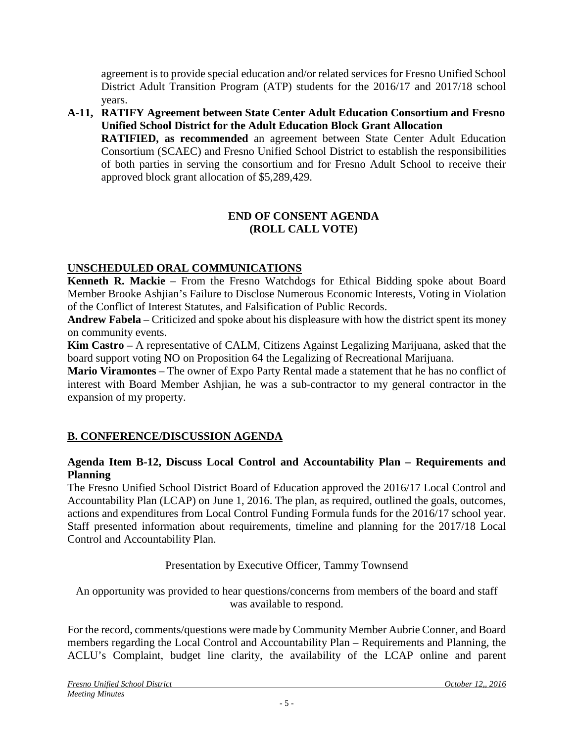agreement is to provide special education and/or related services for Fresno Unified School District Adult Transition Program (ATP) students for the 2016/17 and 2017/18 school years.

**A-11, RATIFY Agreement between State Center Adult Education Consortium and Fresno Unified School District for the Adult Education Block Grant Allocation**

**RATIFIED, as recommended** an agreement between State Center Adult Education Consortium (SCAEC) and Fresno Unified School District to establish the responsibilities of both parties in serving the consortium and for Fresno Adult School to receive their approved block grant allocation of $5,289,429.

**END OF CONSENT AGENDA**
**(ROLL CALL VOTE)**

## UNSCHEDULED ORAL COMMUNICATIONS

**Kenneth R. Mackie** – From the Fresno Watchdogs for Ethical Bidding spoke about Board Member Brooke Ashjian's Failure to Disclose Numerous Economic Interests, Voting in Violation of the Conflict of Interest Statutes, and Falsification of Public Records.

**Andrew Fabela** – Criticized and spoke about his displeasure with how the district spent its money on community events.

**Kim Castro –** A representative of CALM, Citizens Against Legalizing Marijuana, asked that the board support voting NO on Proposition 64 the Legalizing of Recreational Marijuana.

**Mario Viramontes** – The owner of Expo Party Rental made a statement that he has no conflict of interest with Board Member Ashjian, he was a sub-contractor to my general contractor in the expansion of my property.

## B. CONFERENCE/DISCUSSION AGENDA

### Agenda Item B-12, Discuss Local Control and Accountability Plan – Requirements and Planning

The Fresno Unified School District Board of Education approved the 2016/17 Local Control and Accountability Plan (LCAP) on June 1, 2016. The plan, as required, outlined the goals, outcomes, actions and expenditures from Local Control Funding Formula funds for the 2016/17 school year. Staff presented information about requirements, timeline and planning for the 2017/18 Local Control and Accountability Plan.

Presentation by Executive Officer, Tammy Townsend

An opportunity was provided to hear questions/concerns from members of the board and staff was available to respond.

For the record, comments/questions were made by Community Member Aubrie Conner, and Board members regarding the Local Control and Accountability Plan – Requirements and Planning, the ACLU's Complaint, budget line clarity, the availability of the LCAP online and parent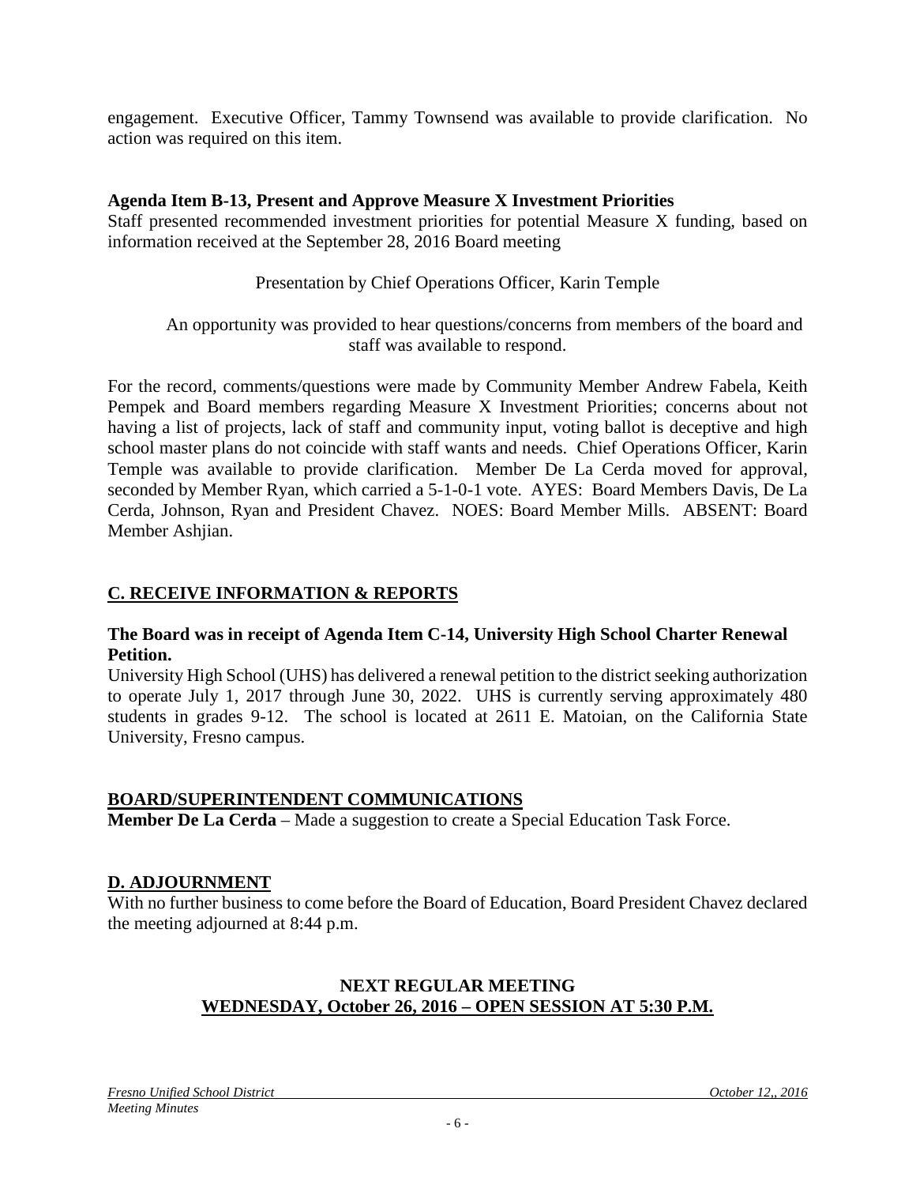engagement. Executive Officer, Tammy Townsend was available to provide clarification. No action was required on this item.

**Agenda Item B-13, Present and Approve Measure X Investment Priorities**

Staff presented recommended investment priorities for potential Measure X funding, based on information received at the September 28, 2016 Board meeting

Presentation by Chief Operations Officer, Karin Temple

An opportunity was provided to hear questions/concerns from members of the board and staff was available to respond.

For the record, comments/questions were made by Community Member Andrew Fabela, Keith Pempek and Board members regarding Measure X Investment Priorities; concerns about not having a list of projects, lack of staff and community input, voting ballot is deceptive and high school master plans do not coincide with staff wants and needs. Chief Operations Officer, Karin Temple was available to provide clarification. Member De La Cerda moved for approval, seconded by Member Ryan, which carried a 5-1-0-1 vote. AYES: Board Members Davis, De La Cerda, Johnson, Ryan and President Chavez. NOES: Board Member Mills. ABSENT: Board Member Ashjian.

## C. RECEIVE INFORMATION & REPORTS

**The Board was in receipt of Agenda Item C-14, University High School Charter Renewal Petition.**

University High School (UHS) has delivered a renewal petition to the district seeking authorization to operate July 1, 2017 through June 30, 2022. UHS is currently serving approximately 480 students in grades 9-12. The school is located at 2611 E. Matoian, on the California State University, Fresno campus.

## BOARD/SUPERINTENDENT COMMUNICATIONS

**Member De La Cerda** – Made a suggestion to create a Special Education Task Force.

## D. ADJOURNMENT

With no further business to come before the Board of Education, Board President Chavez declared the meeting adjourned at 8:44 p.m.

**NEXT REGULAR MEETING**
**WEDNESDAY, October 26, 2016 – OPEN SESSION AT 5:30 P.M.**